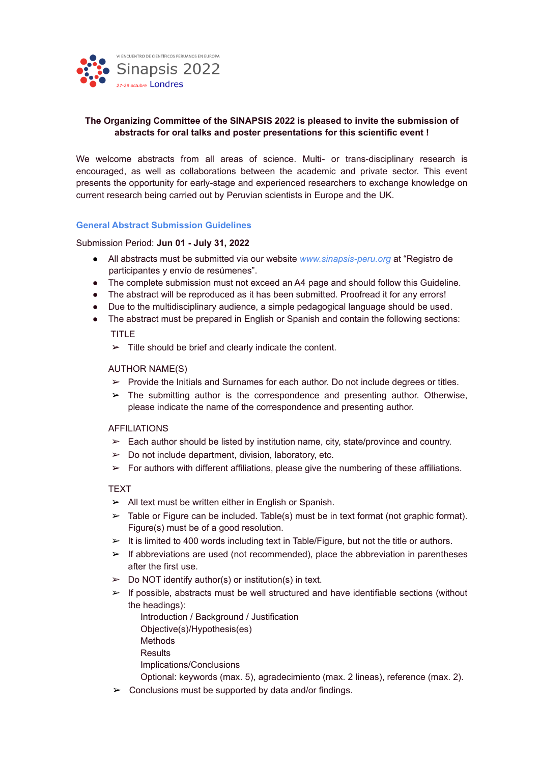VI ENCUENTRO DE CIENTÍFICOS PERUANOS EN EUROPA

Sinapsis 2022

27-29 octubre Londres

**The Organizing Committee of the SINAPSIS 2022 is pleased to invite the submission of abstracts for oral talks and poster presentations for this scientific event !**

We welcome abstracts from all areas of science. Multi- or trans-disciplinary research is encouraged, as well as collaborations between the academic and private sector. This event presents the opportunity for early-stage and experienced researchers to exchange knowledge on current research being carried out by Peruvian scientists in Europe and the UK.

## General Abstract Submission Guidelines

Submission Period: **Jun 01 - July 31, 2022**

- All abstracts must be submitted via our website *www.sinapsis-peru.org* at "Registro de participantes y envío de resúmenes".
- The complete submission must not exceed an A4 page and should follow this Guideline.
- The abstract will be reproduced as it has been submitted. Proofread it for any errors!
- Due to the multidisciplinary audience, a simple pedagogical language should be used.
- The abstract must be prepared in English or Spanish and contain the following sections:

TITLE

- ➢ Title should be brief and clearly indicate the content.

AUTHOR NAME(S)

- ➢ Provide the Initials and Surnames for each author. Do not include degrees or titles.
- ➢ The submitting author is the correspondence and presenting author. Otherwise, please indicate the name of the correspondence and presenting author.

AFFILIATIONS

- ➢ Each author should be listed by institution name, city, state/province and country.
- ➢ Do not include department, division, laboratory, etc.
- ➢ For authors with different affiliations, please give the numbering of these affiliations.

TEXT

- ➢ All text must be written either in English or Spanish.
- ➢ Table or Figure can be included. Table(s) must be in text format (not graphic format). Figure(s) must be of a good resolution.
- ➢ It is limited to 400 words including text in Table/Figure, but not the title or authors.
- ➢ If abbreviations are used (not recommended), place the abbreviation in parentheses after the first use.
- ➢ Do NOT identify author(s) or institution(s) in text.
- ➢ If possible, abstracts must be well structured and have identifiable sections (without the headings):

  Introduction / Background / Justification
  Objective(s)/Hypothesis(es)
  Methods
  Results
  Implications/Conclusions
  Optional: keywords (max. 5), agradecimiento (max. 2 lineas), reference (max. 2).

- ➢ Conclusions must be supported by data and/or findings.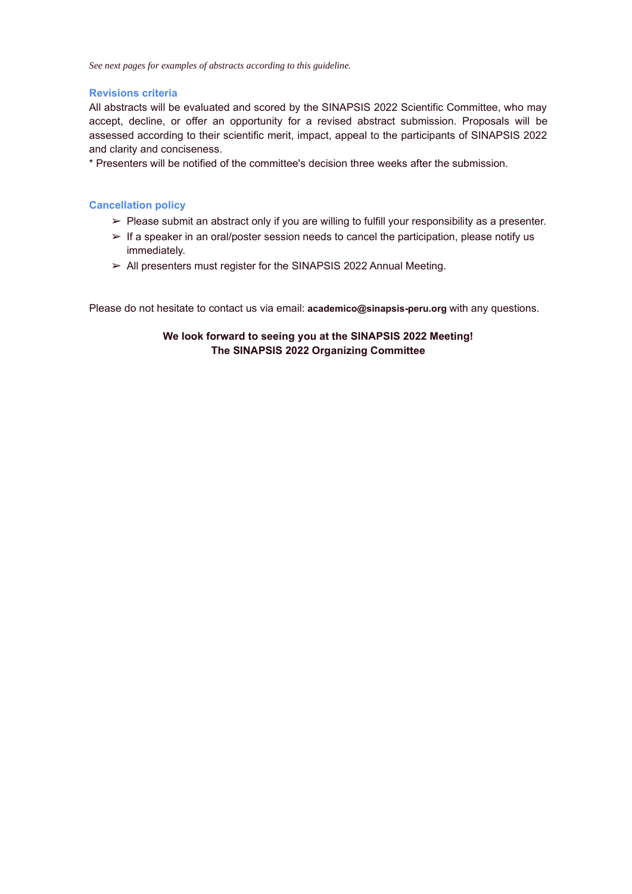*See next pages for examples of abstracts according to this guideline.*

## Revisions criteria

All abstracts will be evaluated and scored by the SINAPSIS 2022 Scientific Committee, who may accept, decline, or offer an opportunity for a revised abstract submission. Proposals will be assessed according to their scientific merit, impact, appeal to the participants of SINAPSIS 2022 and clarity and conciseness.

* Presenters will be notified of the committee's decision three weeks after the submission.

## Cancellation policy

- ➢ Please submit an abstract only if you are willing to fulfill your responsibility as a presenter.
- ➢ If a speaker in an oral/poster session needs to cancel the participation, please notify us immediately.
- ➢ All presenters must register for the SINAPSIS 2022 Annual Meeting.

Please do not hesitate to contact us via email: **academico@sinapsis-peru.org** with any questions.

**We look forward to seeing you at the SINAPSIS 2022 Meeting!**
**The SINAPSIS 2022 Organizing Committee**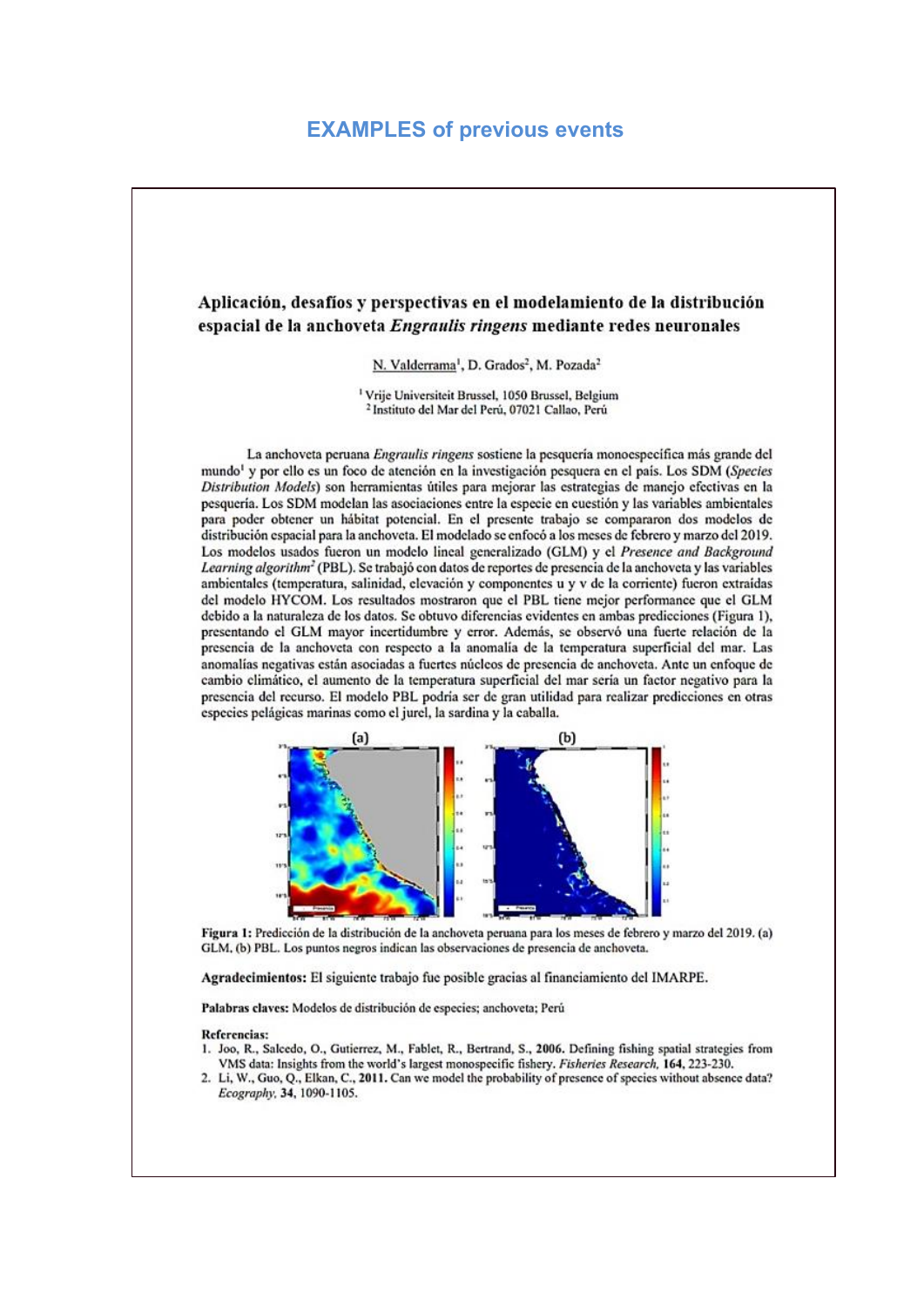# EXAMPLES of previous events

## Aplicación, desafíos y perspectivas en el modelamiento de la distribución espacial de la anchoveta *Engraulis ringens* mediante redes neuronales

N. Valderrama[1], D. Grados[2], M. Pozada[2]

[1] Vrije Universiteit Brussel, 1050 Brussel, Belgium
[2] Instituto del Mar del Perú, 07021 Callao, Perú

La anchoveta peruana *Engraulis ringens* sostiene la pesquería monoespecífica más grande del mundo[1] y por ello es un foco de atención en la investigación pesquera en el país. Los SDM (*Species Distribution Models*) son herramientas útiles para mejorar las estrategias de manejo efectivas en la pesquería. Los SDM modelan las asociaciones entre la especie en cuestión y las variables ambientales para poder obtener un hábitat potencial. En el presente trabajo se compararon dos modelos de distribución espacial para la anchoveta. El modelado se enfocó a los meses de febrero y marzo del 2019. Los modelos usados fueron un modelo lineal generalizado (GLM) y el *Presence and Background Learning algorithm*[2] (PBL). Se trabajó con datos de reportes de presencia de la anchoveta y las variables ambientales (temperatura, salinidad, elevación y componentes u y v de la corriente) fueron extraídas del modelo HYCOM. Los resultados mostraron que el PBL tiene mejor performance que el GLM debido a la naturaleza de los datos. Se obtuvo diferencias evidentes en ambas predicciones (Figura 1), presentando el GLM mayor incertidumbre y error. Además, se observó una fuerte relación de la presencia de la anchoveta con respecto a la anomalía de la temperatura superficial del mar. Las anomalías negativas están asociadas a fuertes núcleos de presencia de anchoveta. Ante un enfoque de cambio climático, el aumento de la temperatura superficial del mar sería un factor negativo para la presencia del recurso. El modelo PBL podría ser de gran utilidad para realizar predicciones en otras especies pelágicas marinas como el jurel, la sardina y la caballa.

**Figura 1:** Predicción de la distribución de la anchoveta peruana para los meses de febrero y marzo del 2019. (a) GLM. (b) PBL. Los puntos negros indican las observaciones de presencia de anchoveta.

**Agradecimientos:** El siguiente trabajo fue posible gracias al financiamiento del IMARPE.

**Palabras claves:** Modelos de distribución de especies; anchoveta; Perú

**Referencias:**

1. Joo, R., Salcedo, O., Gutierrez, M., Fablet, R., Bertrand, S., **2006.** Defining fishing spatial strategies from VMS data: Insights from the world's largest monospecific fishery. *Fisheries Research*, **164**, 223-230.
2. Li, W., Guo, Q., Elkan, C., **2011.** Can we model the probability of presence of species without absence data? *Ecography*, **34**, 1090-1105.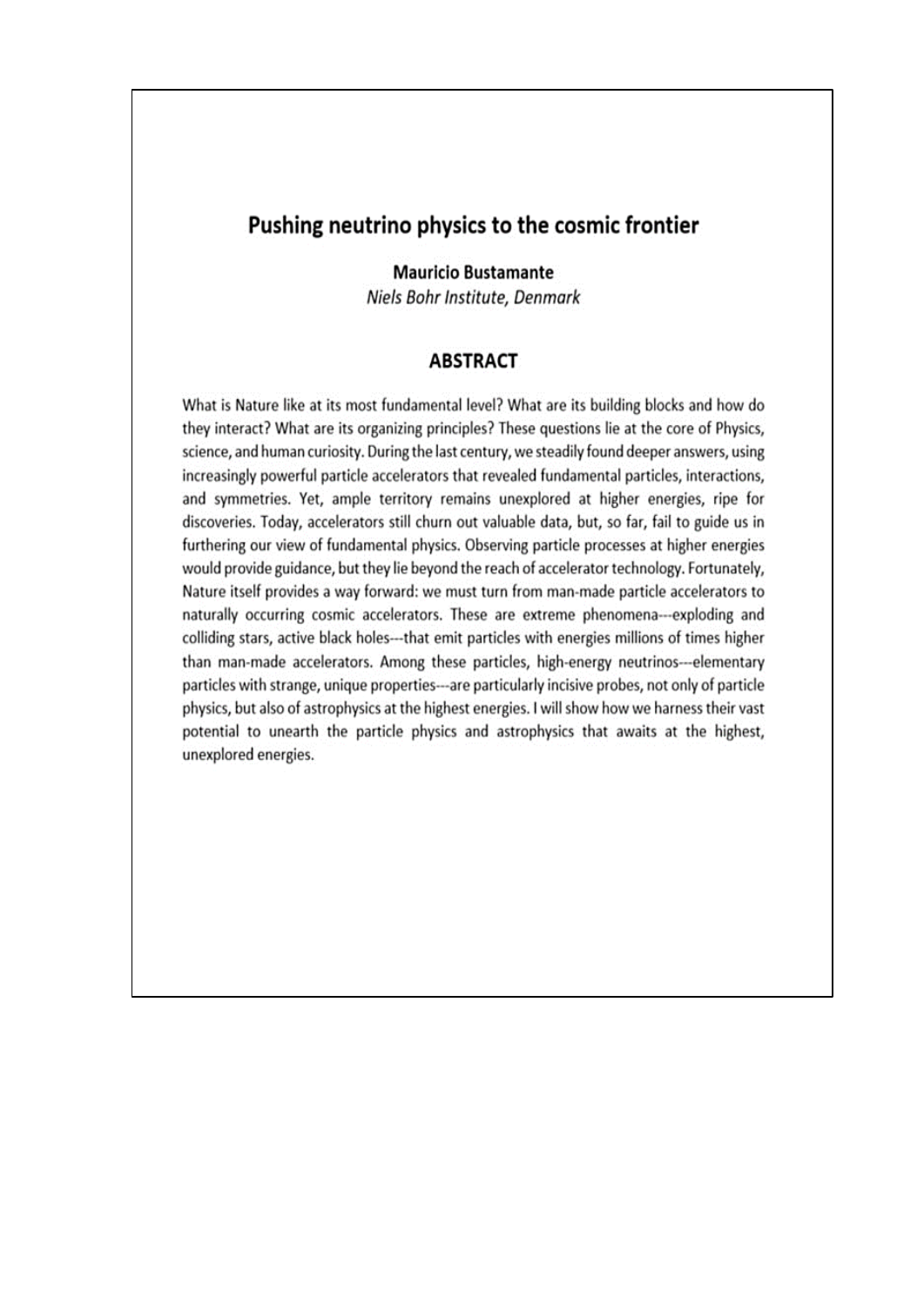# Pushing neutrino physics to the cosmic frontier

**Mauricio Bustamante**

*Niels Bohr Institute, Denmark*

## ABSTRACT

What is Nature like at its most fundamental level? What are its building blocks and how do they interact? What are its organizing principles? These questions lie at the core of Physics, science, and human curiosity. During the last century, we steadily found deeper answers, using increasingly powerful particle accelerators that revealed fundamental particles, interactions, and symmetries. Yet, ample territory remains unexplored at higher energies, ripe for discoveries. Today, accelerators still churn out valuable data, but, so far, fail to guide us in furthering our view of fundamental physics. Observing particle processes at higher energies would provide guidance, but they lie beyond the reach of accelerator technology. Fortunately, Nature itself provides a way forward: we must turn from man-made particle accelerators to naturally occurring cosmic accelerators. These are extreme phenomena---exploding and colliding stars, active black holes---that emit particles with energies millions of times higher than man-made accelerators. Among these particles, high-energy neutrinos---elementary particles with strange, unique properties---are particularly incisive probes, not only of particle physics, but also of astrophysics at the highest energies. I will show how we harness their vast potential to unearth the particle physics and astrophysics that awaits at the highest, unexplored energies.